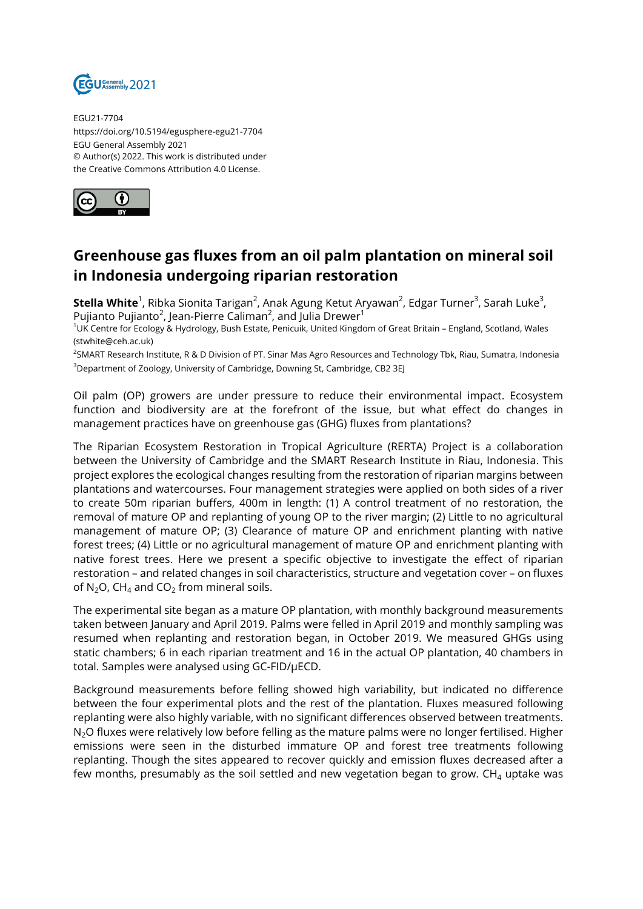EGU21-7704
https://doi.org/10.5194/egusphere-egu21-7704
EGU General Assembly 2021
© Author(s) 2022. This work is distributed under
the Creative Commons Attribution 4.0 License.

# Greenhouse gas fluxes from an oil palm plantation on mineral soil in Indonesia undergoing riparian restoration

**Stella White**[1], Ribka Sionita Tarigan[2], Anak Agung Ketut Aryawan[2], Edgar Turner[3], Sarah Luke[3], Pujianto Pujianto[2], Jean-Pierre Caliman[2], and Julia Drewer[1]

[1]UK Centre for Ecology & Hydrology, Bush Estate, Penicuik, United Kingdom of Great Britain – England, Scotland, Wales (stwhite@ceh.ac.uk)

[2]SMART Research Institute, R & D Division of PT. Sinar Mas Agro Resources and Technology Tbk, Riau, Sumatra, Indonesia

[3]Department of Zoology, University of Cambridge, Downing St, Cambridge, CB2 3EJ

Oil palm (OP) growers are under pressure to reduce their environmental impact. Ecosystem function and biodiversity are at the forefront of the issue, but what effect do changes in management practices have on greenhouse gas (GHG) fluxes from plantations?

The Riparian Ecosystem Restoration in Tropical Agriculture (RERTA) Project is a collaboration between the University of Cambridge and the SMART Research Institute in Riau, Indonesia. This project explores the ecological changes resulting from the restoration of riparian margins between plantations and watercourses. Four management strategies were applied on both sides of a river to create 50m riparian buffers, 400m in length: (1) A control treatment of no restoration, the removal of mature OP and replanting of young OP to the river margin; (2) Little to no agricultural management of mature OP; (3) Clearance of mature OP and enrichment planting with native forest trees; (4) Little or no agricultural management of mature OP and enrichment planting with native forest trees. Here we present a specific objective to investigate the effect of riparian restoration – and related changes in soil characteristics, structure and vegetation cover – on fluxes of $N_2O$, $CH_4$ and $CO_2$ from mineral soils.

The experimental site began as a mature OP plantation, with monthly background measurements taken between January and April 2019. Palms were felled in April 2019 and monthly sampling was resumed when replanting and restoration began, in October 2019. We measured GHGs using static chambers; 6 in each riparian treatment and 16 in the actual OP plantation, 40 chambers in total. Samples were analysed using GC-FID/μECD.

Background measurements before felling showed high variability, but indicated no difference between the four experimental plots and the rest of the plantation. Fluxes measured following replanting were also highly variable, with no significant differences observed between treatments. $N_2O$ fluxes were relatively low before felling as the mature palms were no longer fertilised. Higher emissions were seen in the disturbed immature OP and forest tree treatments following replanting. Though the sites appeared to recover quickly and emission fluxes decreased after a few months, presumably as the soil settled and new vegetation began to grow. $CH_4$ uptake was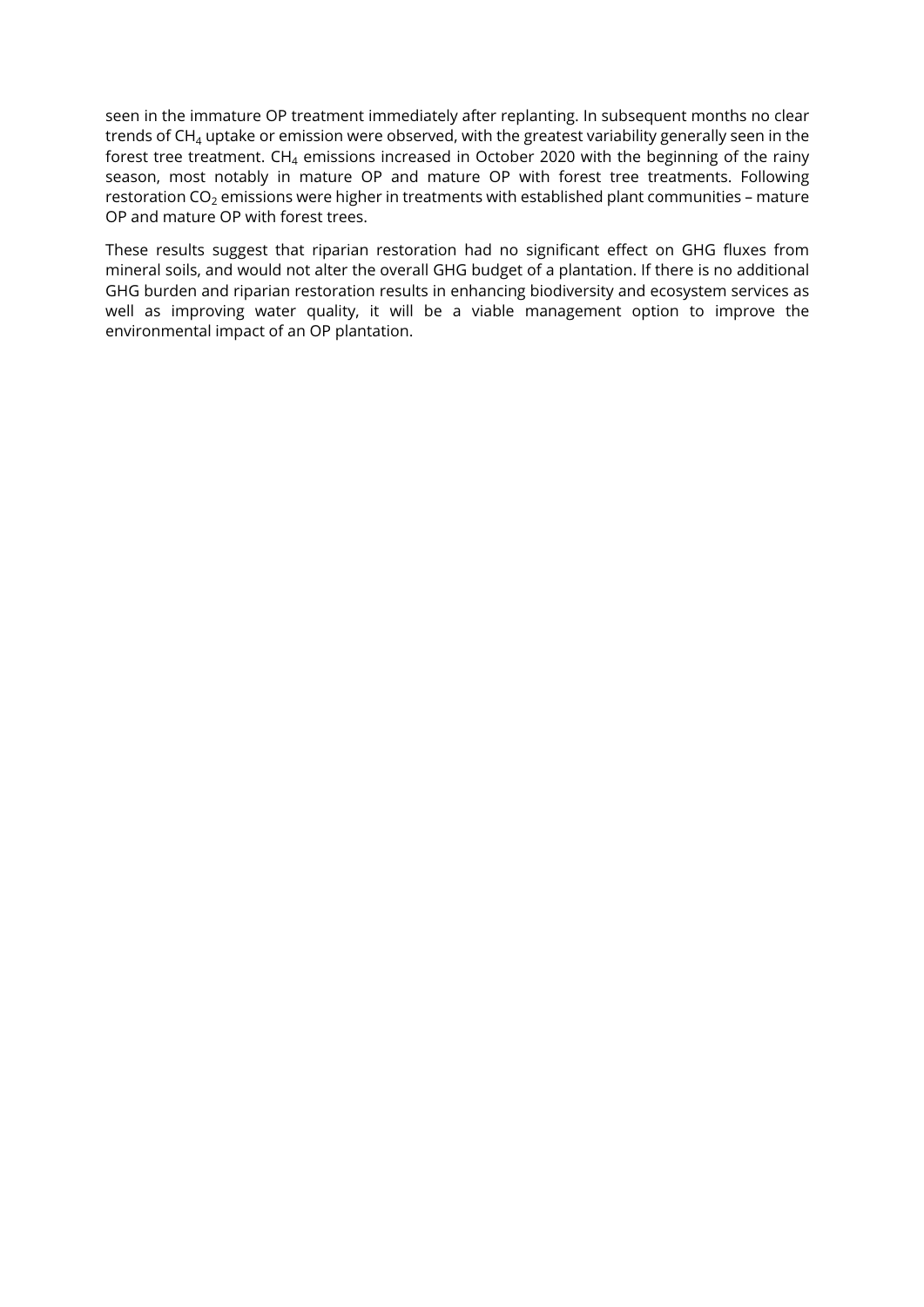seen in the immature OP treatment immediately after replanting. In subsequent months no clear trends of $CH_4$ uptake or emission were observed, with the greatest variability generally seen in the forest tree treatment. $CH_4$ emissions increased in October 2020 with the beginning of the rainy season, most notably in mature OP and mature OP with forest tree treatments. Following restoration $CO_2$ emissions were higher in treatments with established plant communities – mature OP and mature OP with forest trees.

These results suggest that riparian restoration had no significant effect on GHG fluxes from mineral soils, and would not alter the overall GHG budget of a plantation. If there is no additional GHG burden and riparian restoration results in enhancing biodiversity and ecosystem services as well as improving water quality, it will be a viable management option to improve the environmental impact of an OP plantation.